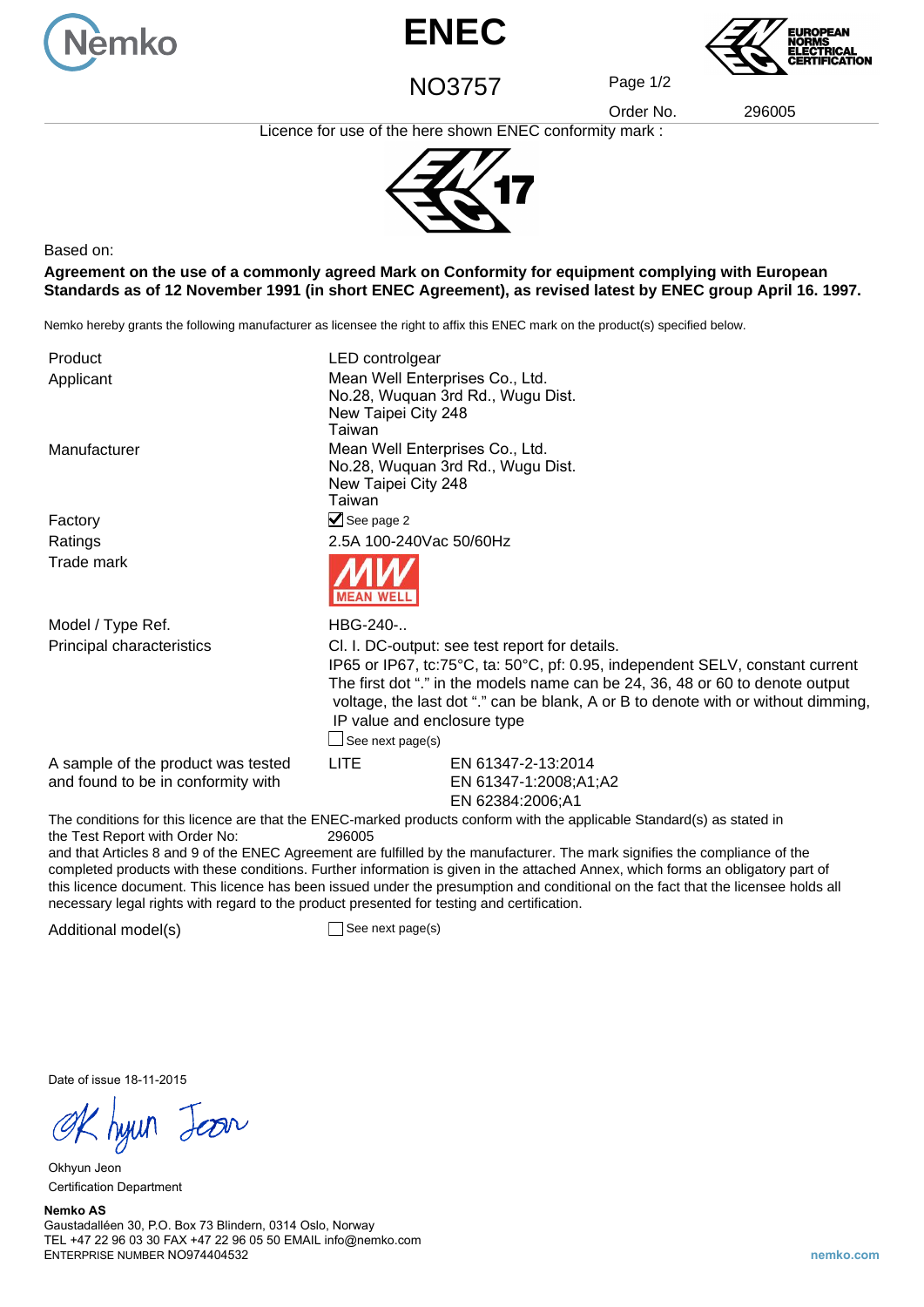# ENEC

## NO3757

Order No. 296005

Licence for use of the here shown ENEC conformity mark :

17

Based on:

**Agreement on the use of a commonly agreed Mark on Conformity for equipment complying with European Standards as of 12 November 1991 (in short ENEC Agreement), as revised latest by ENEC group April 16. 1997.**

Nemko hereby grants the following manufacturer as licensee the right to affix this ENEC mark on the product(s) specified below.

| | |
|---|---|
| Product | LED controlgear |
| Applicant | Mean Well Enterprises Co., Ltd.<br>No.28, Wuquan 3rd Rd., Wugu Dist.<br>New Taipei City 248<br>Taiwan |
| Manufacturer | Mean Well Enterprises Co., Ltd.<br>No.28, Wuquan 3rd Rd., Wugu Dist.<br>New Taipei City 248<br>Taiwan |
| Factory | ☑ See page 2 |
| Ratings | 2.5A 100-240Vac 50/60Hz |
| Trade mark | MW MEAN WELL |
| Model / Type Ref. | HBG-240-.. |
| Principal characteristics | Cl. I. DC-output: see test report for details.<br>IP65 or IP67, tc:75°C, ta: 50°C, pf: 0.95, independent SELV, constant current<br>The first dot "." in the models name can be 24, 36, 48 or 60 to denote output voltage, the last dot "." can be blank, A or B to denote with or without dimming, IP value and enclosure type<br>☐ See next page(s) |
| A sample of the product was tested and found to be in conformity with | LITE &nbsp;&nbsp; EN 61347-2-13:2014<br>EN 61347-1:2008;A1;A2<br>EN 62384:2006;A1 |

The conditions for this licence are that the ENEC-marked products conform with the applicable Standard(s) as stated in the Test Report with Order No: 296005
and that Articles 8 and 9 of the ENEC Agreement are fulfilled by the manufacturer. The mark signifies the compliance of the completed products with these conditions. Further information is given in the attached Annex, which forms an obligatory part of this licence document. This licence has been issued under the presumption and conditional on the fact that the licensee holds all necessary legal rights with regard to the product presented for testing and certification.

Additional model(s) ☐ See next page(s)

Date of issue 18-11-2015

Okhyun Jeon
Certification Department

**Nemko AS**
Gaustadalléen 30, P.O. Box 73 Blindern, 0314 Oslo, Norway
TEL +47 22 96 03 30 FAX +47 22 96 05 50 EMAIL info@nemko.com
ENTERPRISE NUMBER NO974404532

nemko.com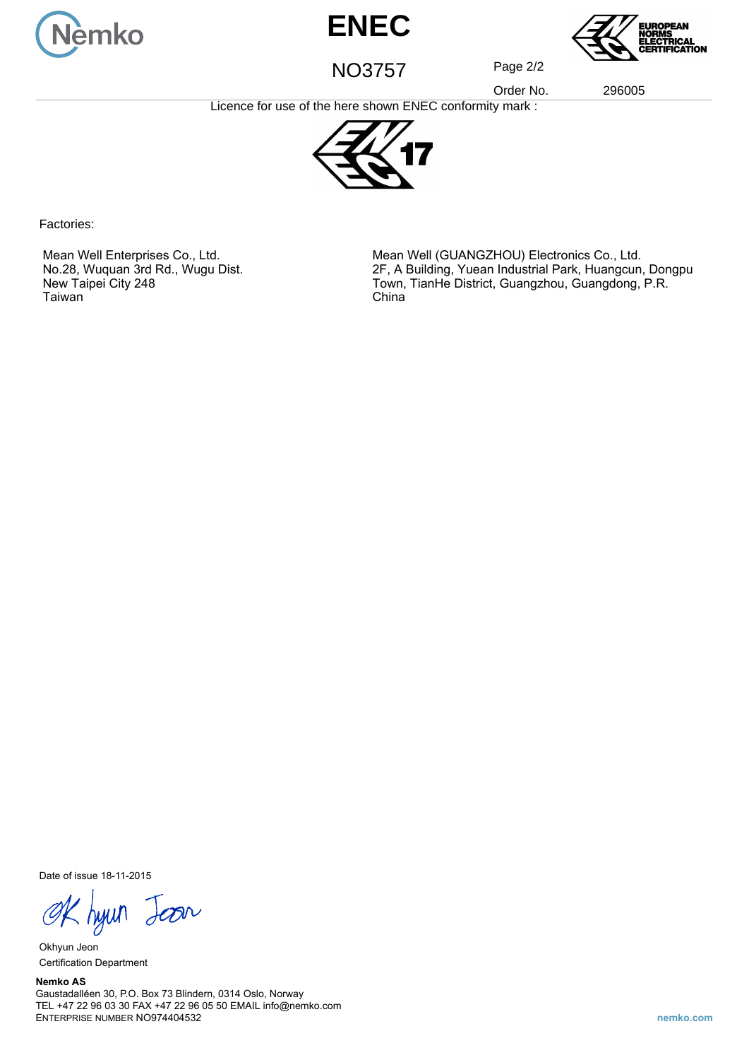# ENEC

NO3757

Order No. 296005

Licence for use of the here shown ENEC conformity mark :

17

Factories:

Mean Well Enterprises Co., Ltd.
No.28, Wuquan 3rd Rd., Wugu Dist.
New Taipei City 248
Taiwan

Mean Well (GUANGZHOU) Electronics Co., Ltd.
2F, A Building, Yuean Industrial Park, Huangcun, Dongpu Town, TianHe District, Guangzhou, Guangdong, P.R. China

Date of issue 18-11-2015

Okhyun Jeon
Certification Department

**Nemko AS**
Gaustadalléen 30, P.O. Box 73 Blindern, 0314 Oslo, Norway
TEL +47 22 96 03 30 FAX +47 22 96 05 50 EMAIL info@nemko.com
ENTERPRISE NUMBER NO974404532

nemko.com